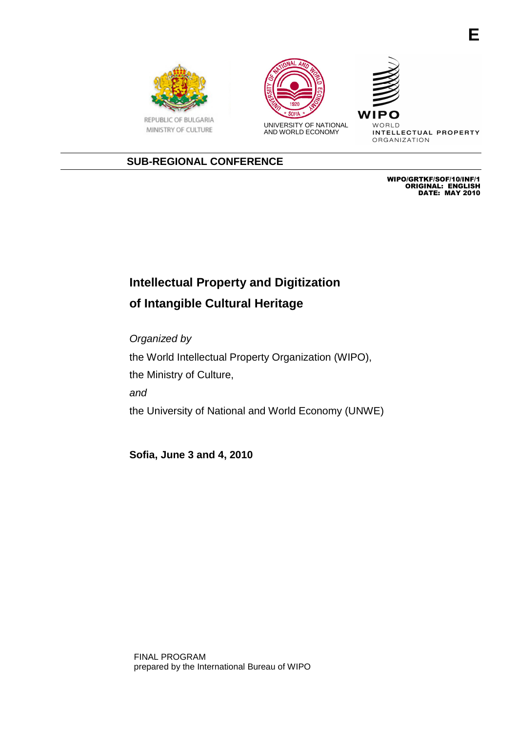E

REPUBLIC OF BULGARIA
MINISTRY OF CULTURE

UNIVERSITY OF NATIONAL AND WORLD ECONOMY

WIPO
WORLD INTELLECTUAL PROPERTY ORGANIZATION

**SUB-REGIONAL CONFERENCE**

**WIPO/GRTKF/SOF/10/INF/1**
**ORIGINAL: ENGLISH**
**DATE: MAY 2010**

# Intellectual Property and Digitization of Intangible Cultural Heritage

*Organized by*

the World Intellectual Property Organization (WIPO),

the Ministry of Culture,

*and*

the University of National and World Economy (UNWE)

**Sofia, June 3 and 4, 2010**

FINAL PROGRAM
prepared by the International Bureau of WIPO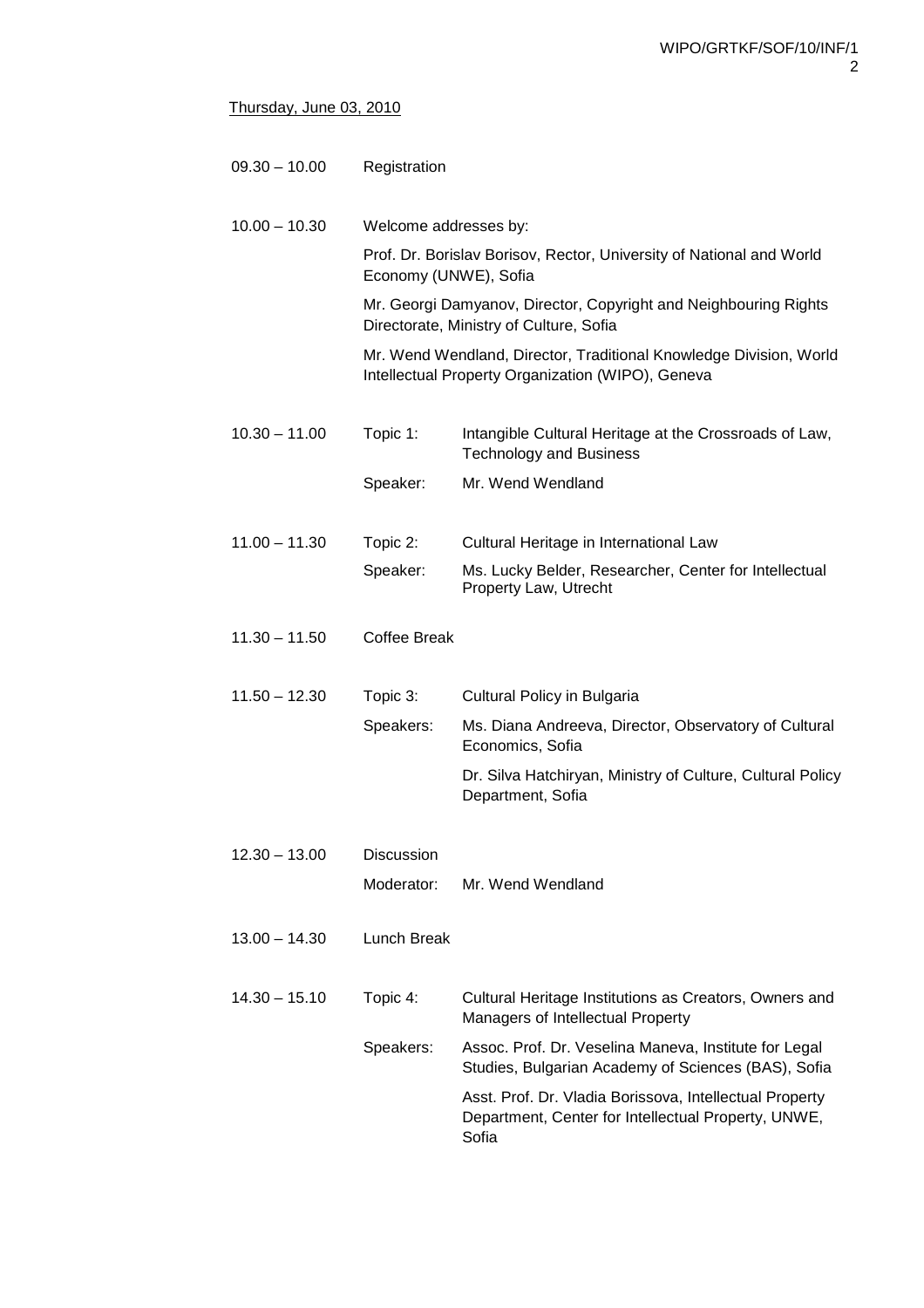Thursday, June 03, 2010

| | | |
|---|---|---|
| 09.30 – 10.00 | Registration | |
| 10.00 – 10.30 | Welcome addresses by: | |
| | Prof. Dr. Borislav Borisov, Rector, University of National and World Economy (UNWE), Sofia | |
| | Mr. Georgi Damyanov, Director, Copyright and Neighbouring Rights Directorate, Ministry of Culture, Sofia | |
| | Mr. Wend Wendland, Director, Traditional Knowledge Division, World Intellectual Property Organization (WIPO), Geneva | |
| 10.30 – 11.00 | Topic 1: | Intangible Cultural Heritage at the Crossroads of Law, Technology and Business |
| | Speaker: | Mr. Wend Wendland |
| 11.00 – 11.30 | Topic 2: | Cultural Heritage in International Law |
| | Speaker: | Ms. Lucky Belder, Researcher, Center for Intellectual Property Law, Utrecht |
| 11.30 – 11.50 | Coffee Break | |
| 11.50 – 12.30 | Topic 3: | Cultural Policy in Bulgaria |
| | Speakers: | Ms. Diana Andreeva, Director, Observatory of Cultural Economics, Sofia |
| | | Dr. Silva Hatchiryan, Ministry of Culture, Cultural Policy Department, Sofia |
| 12.30 – 13.00 | Discussion | |
| | Moderator: | Mr. Wend Wendland |
| 13.00 – 14.30 | Lunch Break | |
| 14.30 – 15.10 | Topic 4: | Cultural Heritage Institutions as Creators, Owners and Managers of Intellectual Property |
| | Speakers: | Assoc. Prof. Dr. Veselina Maneva, Institute for Legal Studies, Bulgarian Academy of Sciences (BAS), Sofia |
| | | Asst. Prof. Dr. Vladia Borissova, Intellectual Property Department, Center for Intellectual Property, UNWE, Sofia |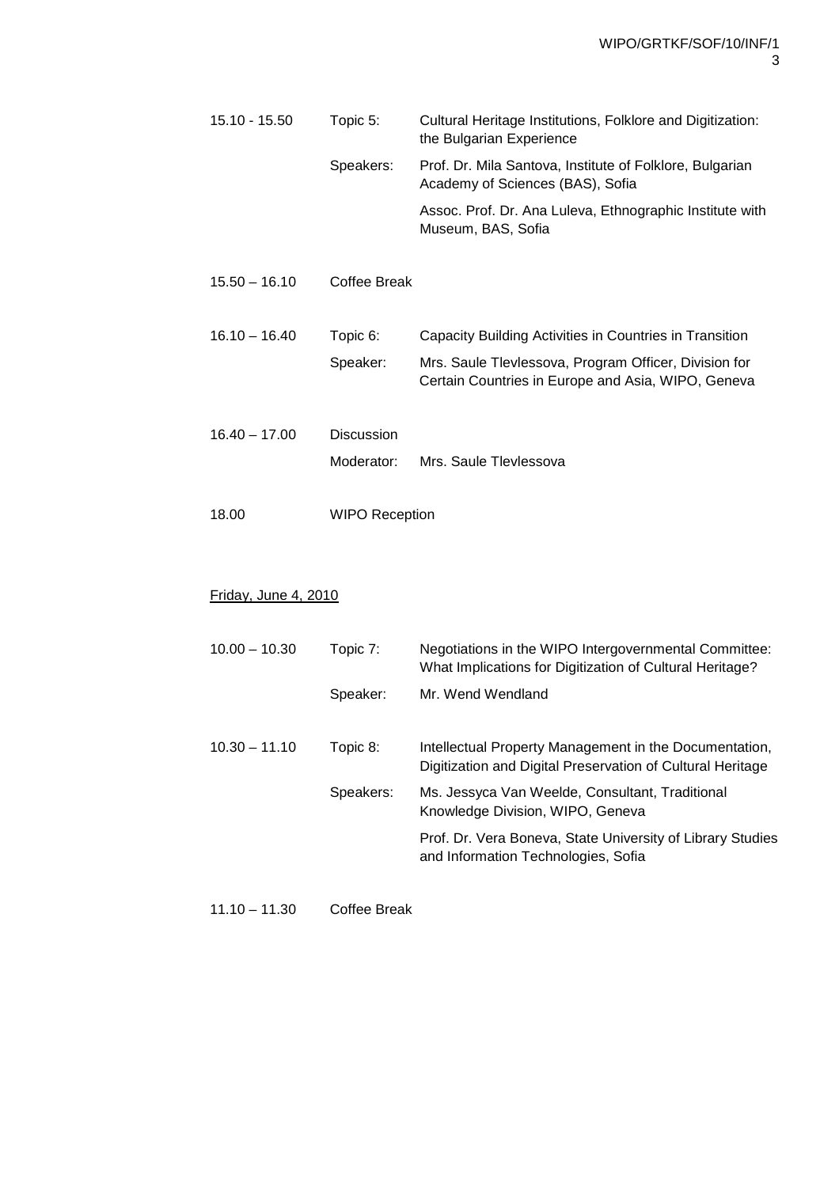| | | |
|---|---|---|
| 15.10 - 15.50 | Topic 5: | Cultural Heritage Institutions, Folklore and Digitization: the Bulgarian Experience |
| | Speakers: | Prof. Dr. Mila Santova, Institute of Folklore, Bulgarian Academy of Sciences (BAS), Sofia |
| | | Assoc. Prof. Dr. Ana Luleva, Ethnographic Institute with Museum, BAS, Sofia |
| 15.50 – 16.10 | Coffee Break | |
| 16.10 – 16.40 | Topic 6: | Capacity Building Activities in Countries in Transition |
| | Speaker: | Mrs. Saule Tlevlessova, Program Officer, Division for Certain Countries in Europe and Asia, WIPO, Geneva |
| 16.40 – 17.00 | Discussion | |
| | Moderator: | Mrs. Saule Tlevlessova |
| 18.00 | WIPO Reception | |

<u>Friday, June 4, 2010</u>

| | | |
|---|---|---|
| 10.00 – 10.30 | Topic 7: | Negotiations in the WIPO Intergovernmental Committee: What Implications for Digitization of Cultural Heritage? |
| | Speaker: | Mr. Wend Wendland |
| 10.30 – 11.10 | Topic 8: | Intellectual Property Management in the Documentation, Digitization and Digital Preservation of Cultural Heritage |
| | Speakers: | Ms. Jessyca Van Weelde, Consultant, Traditional Knowledge Division, WIPO, Geneva |
| | | Prof. Dr. Vera Boneva, State University of Library Studies and Information Technologies, Sofia |
| 11.10 – 11.30 | Coffee Break | |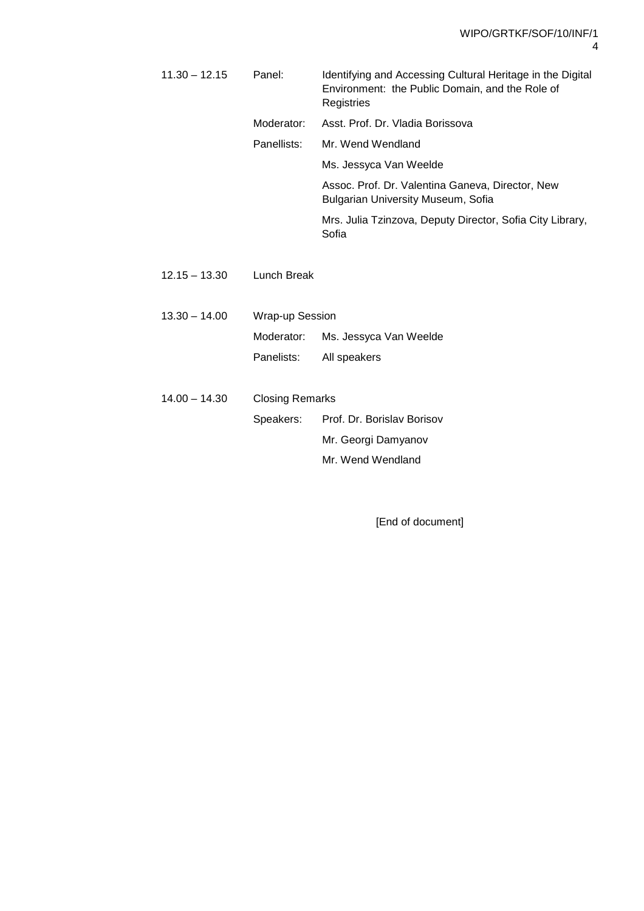| | | |
|---|---|---|
| 11.30 – 12.15 | Panel: | Identifying and Accessing Cultural Heritage in the Digital Environment: the Public Domain, and the Role of Registries |
| | Moderator: | Asst. Prof. Dr. Vladia Borissova |
| | Panellists: | Mr. Wend Wendland |
| | | Ms. Jessyca Van Weelde |
| | | Assoc. Prof. Dr. Valentina Ganeva, Director, New Bulgarian University Museum, Sofia |
| | | Mrs. Julia Tzinzova, Deputy Director, Sofia City Library, Sofia |
| 12.15 – 13.30 | Lunch Break | |
| 13.30 – 14.00 | Wrap-up Session | |
| | Moderator: | Ms. Jessyca Van Weelde |
| | Panelists: | All speakers |
| 14.00 – 14.30 | Closing Remarks | |
| | Speakers: | Prof. Dr. Borislav Borisov |
| | | Mr. Georgi Damyanov |
| | | Mr. Wend Wendland |

[End of document]